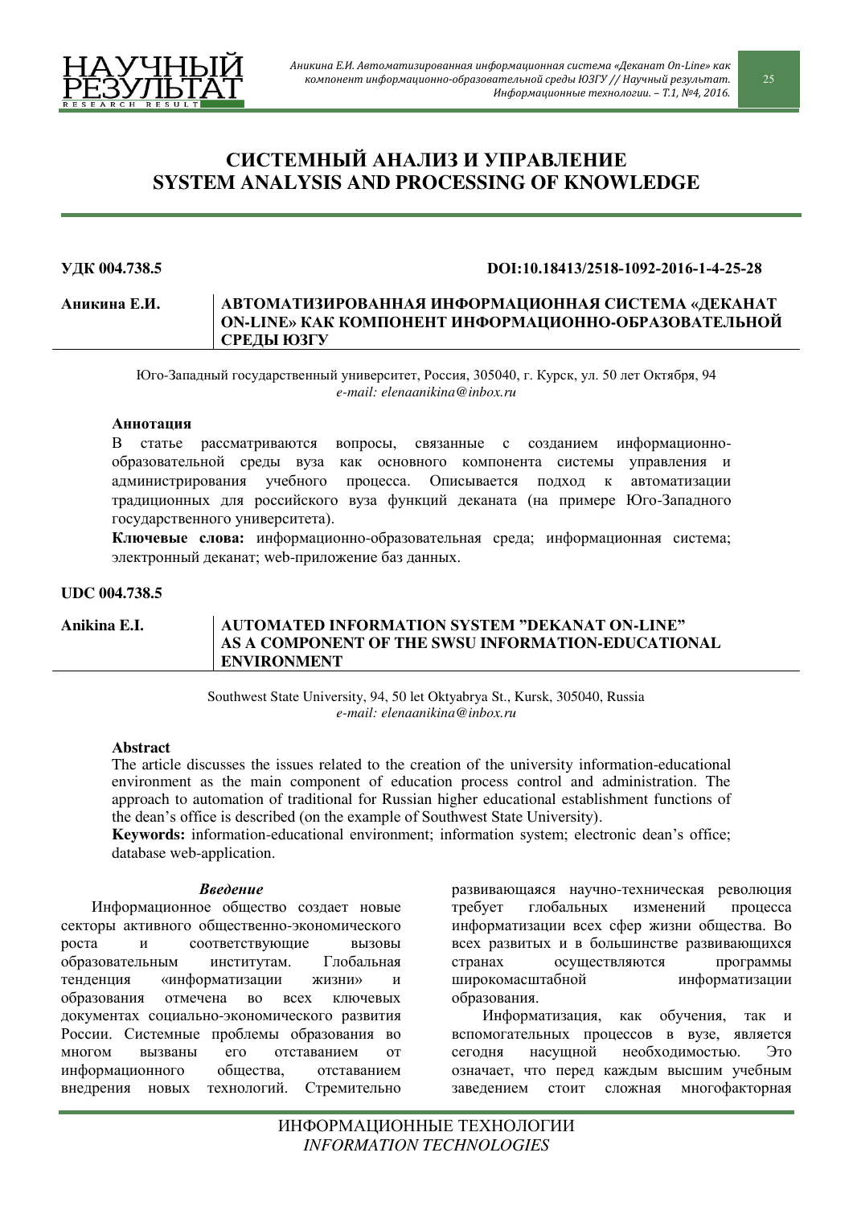# СИСТЕМНЫЙ АНАЛИЗ И УПРАВЛЕНИЕ
# SYSTEM ANALYSIS AND PROCESSING OF KNOWLEDGE

**УДК 004.738.5** **DOI:10.18413/2518-1092-2016-1-4-25-28**

**Аникина Е.И.**

## АВТОМАТИЗИРОВАННАЯ ИНФОРМАЦИОННАЯ СИСТЕМА «ДЕКАНАТ ON-LINE» КАК КОМПОНЕНТ ИНФОРМАЦИОННО-ОБРАЗОВАТЕЛЬНОЙ СРЕДЫ ЮЗГУ

Юго-Западный государственный университет, Россия, 305040, г. Курск, ул. 50 лет Октября, 94
*e-mail: elenaanikina@inbox.ru*

### Аннотация

В статье рассматриваются вопросы, связанные с созданием информационно-образовательной среды вуза как основного компонента системы управления и администрирования учебного процесса. Описывается подход к автоматизации традиционных для российского вуза функций деканата (на примере Юго-Западного государственного университета).

**Ключевые слова:** информационно-образовательная среда; информационная система; электронный деканат; web-приложение баз данных.

**UDC 004.738.5**

**Anikina E.I.**

## AUTOMATED INFORMATION SYSTEM "DEKANAT ON-LINE" AS A COMPONENT OF THE SWSU INFORMATION-EDUCATIONAL ENVIRONMENT

Southwest State University, 94, 50 let Oktyabrya St., Kursk, 305040, Russia
*e-mail: elenaanikina@inbox.ru*

### Abstract

The article discusses the issues related to the creation of the university information-educational environment as the main component of education process control and administration. The approach to automation of traditional for Russian higher educational establishment functions of the dean's office is described (on the example of Southwest State University).

**Keywords:** information-educational environment; information system; electronic dean's office; database web-application.

### *Введение*

Информационное общество создает новые секторы активного общественно-экономического роста и соответствующие вызовы образовательным институтам. Глобальная тенденция «информатизации жизни» и образования отмечена во всех ключевых документах социально-экономического развития России. Системные проблемы образования во многом вызваны его отставанием от информационного общества, отставанием внедрения новых технологий. Стремительно развивающаяся научно-техническая революция требует глобальных изменений процесса информатизации всех сфер жизни общества. Во всех развитых и в большинстве развивающихся странах осуществляются программы широкомасштабной информатизации образования.

Информатизация, как обучения, так и вспомогательных процессов в вузе, является сегодня насущной необходимостью. Это означает, что перед каждым высшим учебным заведением стоит сложная многофакторная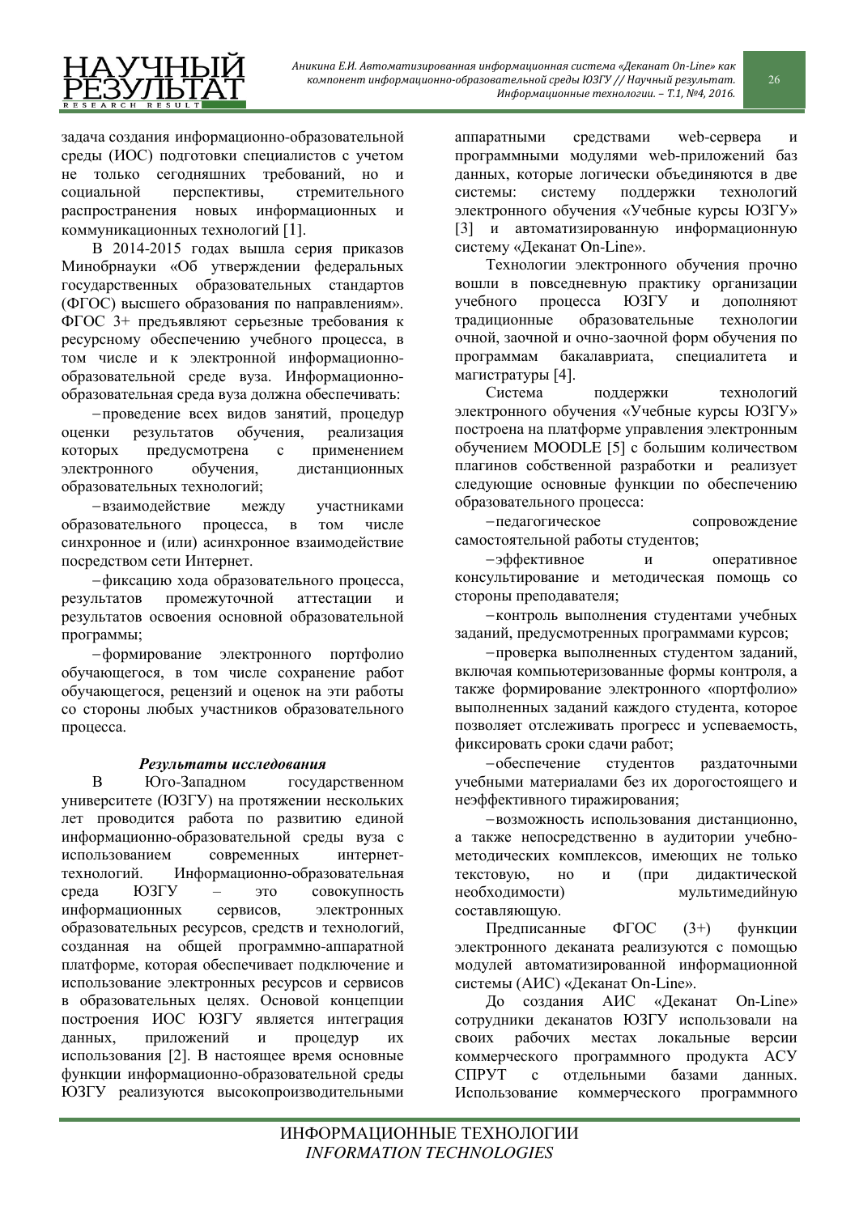задача создания информационно-образовательной среды (ИОС) подготовки специалистов с учетом не только сегодняшних требований, но и социальной перспективы, стремительного распространения новых информационных и коммуникационных технологий [1].

В 2014-2015 годах вышла серия приказов Минобрнауки «Об утверждении федеральных государственных образовательных стандартов (ФГОС) высшего образования по направлениям». ФГОС 3+ предъявляют серьезные требования к ресурсному обеспечению учебного процесса, в том числе и к электронной информационно-образовательной среде вуза. Информационно-образовательная среда вуза должна обеспечивать:

– проведение всех видов занятий, процедур оценки результатов обучения, реализация которых предусмотрена с применением электронного обучения, дистанционных образовательных технологий;

– взаимодействие между участниками образовательного процесса, в том числе синхронное и (или) асинхронное взаимодействие посредством сети Интернет.

– фиксацию хода образовательного процесса, результатов промежуточной аттестации и результатов освоения основной образовательной программы;

– формирование электронного портфолио обучающегося, в том числе сохранение работ обучающегося, рецензий и оценок на эти работы со стороны любых участников образовательного процесса.

### *Результаты исследования*

В Юго-Западном государственном университете (ЮЗГУ) на протяжении нескольких лет проводится работа по развитию единой информационно-образовательной среды вуза с использованием современных интернет-технологий. Информационно-образовательная среда ЮЗГУ – это совокупность информационных сервисов, электронных образовательных ресурсов, средств и технологий, созданная на общей программно-аппаратной платформе, которая обеспечивает подключение и использование электронных ресурсов и сервисов в образовательных целях. Основой концепции построения ИОС ЮЗГУ является интеграция данных, приложений и процедур их использования [2]. В настоящее время основные функции информационно-образовательной среды ЮЗГУ реализуются высокопроизводительными аппаратными средствами web-сервера и программными модулями web-приложений баз данных, которые логически объединяются в две системы: систему поддержки технологий электронного обучения «Учебные курсы ЮЗГУ» [3] и автоматизированную информационную систему «Деканат On-Line».

Технологии электронного обучения прочно вошли в повседневную практику организации учебного процесса ЮЗГУ и дополняют традиционные образовательные технологии очной, заочной и очно-заочной форм обучения по программам бакалавриата, специалитета и магистратуры [4].

Система поддержки технологий электронного обучения «Учебные курсы ЮЗГУ» построена на платформе управления электронным обучением MOODLE [5] с большим количеством плагинов собственной разработки и реализует следующие основные функции по обеспечению образовательного процесса:

– педагогическое сопровождение самостоятельной работы студентов;

– эффективное и оперативное консультирование и методическая помощь со стороны преподавателя;

– контроль выполнения студентами учебных заданий, предусмотренных программами курсов;

– проверка выполненных студентом заданий, включая компьютеризованные формы контроля, а также формирование электронного «портфолио» выполненных заданий каждого студента, которое позволяет отслеживать прогресс и успеваемость, фиксировать сроки сдачи работ;

– обеспечение студентов раздаточными учебными материалами без их дорогостоящего и неэффективного тиражирования;

– возможность использования дистанционно, а также непосредственно в аудитории учебно-методических комплексов, имеющих не только текстовую, но и (при дидактической необходимости) мультимедийную составляющую.

Предписанные ФГОС (3+) функции электронного деканата реализуются с помощью модулей автоматизированной информационной системы (АИС) «Деканат On-Line».

До создания АИС «Деканат On-Line» сотрудники деканатов ЮЗГУ использовали на своих рабочих местах локальные версии коммерческого программного продукта АСУ СПРУТ с отдельными базами данных. Использование коммерческого программного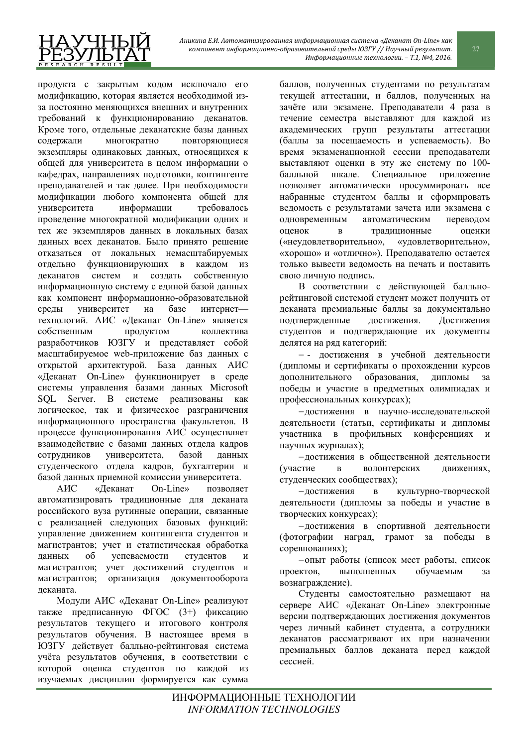продукта с закрытым кодом исключало его модификацию, которая является необходимой из-за постоянно меняющихся внешних и внутренних требований к функционированию деканатов. Кроме того, отдельные деканатские базы данных содержали многократно повторяющиеся экземпляры одинаковых данных, относящихся к общей для университета в целом информации о кафедрах, направлениях подготовки, контингенте преподавателей и так далее. При необходимости модификации любого компонента общей для университета информации требовалось проведение многократной модификации одних и тех же экземпляров данных в локальных базах данных всех деканатов. Было принято решение отказаться от локальных немасштабируемых отдельно функционирующих в каждом из деканатов систем и создать собственную информационную систему с единой базой данных как компонент информационно-образовательной среды университет на базе интернет—технологий. АИС «Деканат On-Line» является собственным продуктом коллектива разработчиков ЮЗГУ и представляет собой масштабируемое web-приложение баз данных с открытой архитектурой. База данных АИС «Деканат On-Line» функционирует в среде системы управления базами данных Microsoft SQL Server. В системе реализованы как логическое, так и физическое разграничения информационного пространства факультетов. В процессе функционирования АИС осуществляет взаимодействие с базами данных отдела кадров сотрудников университета, базой данных студенческого отдела кадров, бухгалтерии и базой данных приемной комиссии университета.

АИС «Деканат On-Line» позволяет автоматизировать традиционные для деканата российского вуза рутинные операции, связанные с реализацией следующих базовых функций: управление движением контингента студентов и магистрантов; учет и статистическая обработка данных об успеваемости студентов и магистрантов; учет достижений студентов и магистрантов; организация документооборота деканата.

Модули АИС «Деканат On-Line» реализуют также предписанную ФГОС (3+) фиксацию результатов текущего и итогового контроля результатов обучения. В настоящее время в ЮЗГУ действует балльно-рейтинговая система учёта результатов обучения, в соответствии с которой оценка студентов по каждой из изучаемых дисциплин формируется как сумма баллов, полученных студентами по результатам текущей аттестации, и баллов, полученных на зачёте или экзамене. Преподаватели 4 раза в течение семестра выставляют для каждой из академических групп результаты аттестации (баллы за посещаемость и успеваемость). Во время экзаменационной сессии преподаватели выставляют оценки в эту же систему по 100-балльной шкале. Специальное приложение позволяет автоматически просуммировать все набранные студентом баллы и сформировать ведомость с результатами зачета или экзамена с одновременным автоматическим переводом оценок в традиционные оценки («неудовлетворительно», «удовлетворительно», «хорошо» и «отлично»). Преподавателю остается только вывести ведомость на печать и поставить свою личную подпись.

В соответствии с действующей балльно-рейтинговой системой студент может получить от деканата премиальные баллы за документально подтвержденные достижения. Достижения студентов и подтверждающие их документы делятся на ряд категорий:

- - достижения в учебной деятельности (дипломы и сертификаты о прохождении курсов дополнительного образования, дипломы за победы и участие в предметных олимпиадах и профессиональных конкурсах);
- достижения в научно-исследовательской деятельности (статьи, сертификаты и дипломы участника в профильных конференциях и научных журналах);
- достижения в общественной деятельности (участие в волонтерских движениях, студенческих сообществах);
- достижения в культурно-творческой деятельности (дипломы за победы и участие в творческих конкурсах);
- достижения в спортивной деятельности (фотографии наград, грамот за победы в соревнованиях);
- опыт работы (список мест работы, список проектов, выполненных обучаемым за вознаграждение).

Студенты самостоятельно размещают на сервере АИС «Деканат On-Line» электронные версии подтверждающих достижения документов через личный кабинет студента, а сотрудники деканатов рассматривают их при назначении премиальных баллов деканата перед каждой сессией.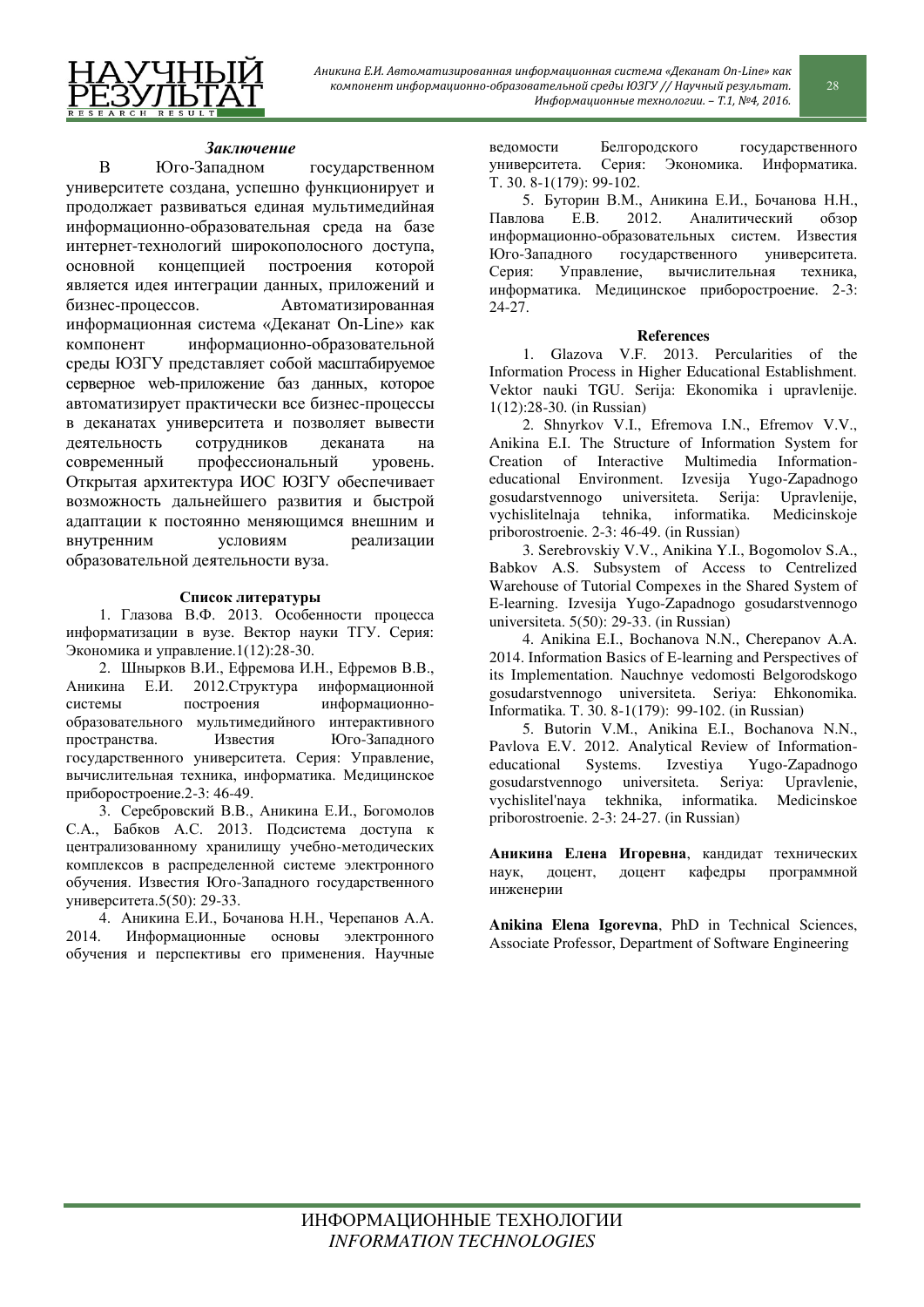## *Заключение*

В Юго-Западном государственном университете создана, успешно функционирует и продолжает развиваться единая мультимедийная информационно-образовательная среда на базе интернет-технологий широкополосного доступа, основной концепцией построения которой является идея интеграции данных, приложений и бизнес-процессов. Автоматизированная информационная система «Деканат On-Line» как компонент информационно-образовательной среды ЮЗГУ представляет собой масштабируемое серверное web-приложение баз данных, которое автоматизирует практически все бизнес-процессы в деканатах университета и позволяет вывести деятельность сотрудников деканата на современный профессиональный уровень. Открытая архитектура ИОС ЮЗГУ обеспечивает возможность дальнейшего развития и быстрой адаптации к постоянно меняющимся внешним и внутренним условиям реализации образовательной деятельности вуза.

### Список литературы

1. Глазова В.Ф. 2013. Особенности процесса информатизации в вузе. Вектор науки ТГУ. Серия: Экономика и управление.1(12):28-30.

2. Шнырков В.И., Ефремова И.Н., Ефремов В.В., Аникина Е.И. 2012.Структура информационной системы построения информационно-образовательного мультимедийного интерактивного пространства. Известия Юго-Западного государственного университета. Серия: Управление, вычислительная техника, информатика. Медицинское приборостроение.2-3: 46-49.

3. Серебровский В.В., Аникина Е.И., Богомолов С.А., Бабков А.С. 2013. Подсистема доступа к централизованному хранилищу учебно-методических комплексов в распределенной системе электронного обучения. Известия Юго-Западного государственного университета.5(50): 29-33.

4. Аникина Е.И., Бочанова Н.Н., Черепанов А.А. 2014. Информационные основы электронного обучения и перспективы его применения. Научные ведомости Белгородского государственного университета. Серия: Экономика. Информатика. Т. 30. 8-1(179): 99-102.

5. Буторин В.М., Аникина Е.И., Бочанова Н.Н., Павлова Е.В. 2012. Аналитический обзор информационно-образовательных систем. Известия Юго-Западного государственного университета. Серия: Управление, вычислительная техника, информатика. Медицинское приборостроение. 2-3: 24-27.

### References

1. Glazova V.F. 2013. Percularities of the Information Process in Higher Educational Establishment. Vektor nauki TGU. Serija: Ekonomika i upravlenije. 1(12):28-30. (in Russian)

2. Shnyrkov V.I., Efremova I.N., Efremov V.V., Anikina E.I. The Structure of Information System for Creation of Interactive Multimedia Information-educational Environment. Izvesija Yugo-Zapadnogo gosudarstvennogo universiteta. Serija: Upravlenije, vychislitelnaja tehnika, informatika. Medicinskoje priborostroenie. 2-3: 46-49. (in Russian)

3. Serebrovskiy V.V., Anikina Y.I., Bogomolov S.A., Babkov A.S. Subsystem of Access to Centrelized Warehouse of Tutorial Compexes in the Shared System of E-learning. Izvesija Yugo-Zapadnogo gosudarstvennogo universiteta. 5(50): 29-33. (in Russian)

4. Anikina E.I., Bochanova N.N., Cherepanov A.A. 2014. Information Basics of E-learning and Perspectives of its Implementation. Nauchnye vedomosti Belgorodskogo gosudarstvennogo universiteta. Seriya: Ehkonomika. Informatika. T. 30. 8-1(179): 99-102. (in Russian)

5. Butorin V.M., Anikina E.I., Bochanova N.N., Pavlova E.V. 2012. Analytical Review of Information-educational Systems. Izvestiya Yugo-Zapadnogo gosudarstvennogo universiteta. Seriya: Upravlenie, vychislitel'naya tekhnika, informatika. Medicinskoe priborostroenie. 2-3: 24-27. (in Russian)

**Аникина Елена Игоревна**, кандидат технических наук, доцент, доцент кафедры программной инженерии

**Anikina Elena Igorevna**, PhD in Technical Sciences, Associate Professor, Department of Software Engineering